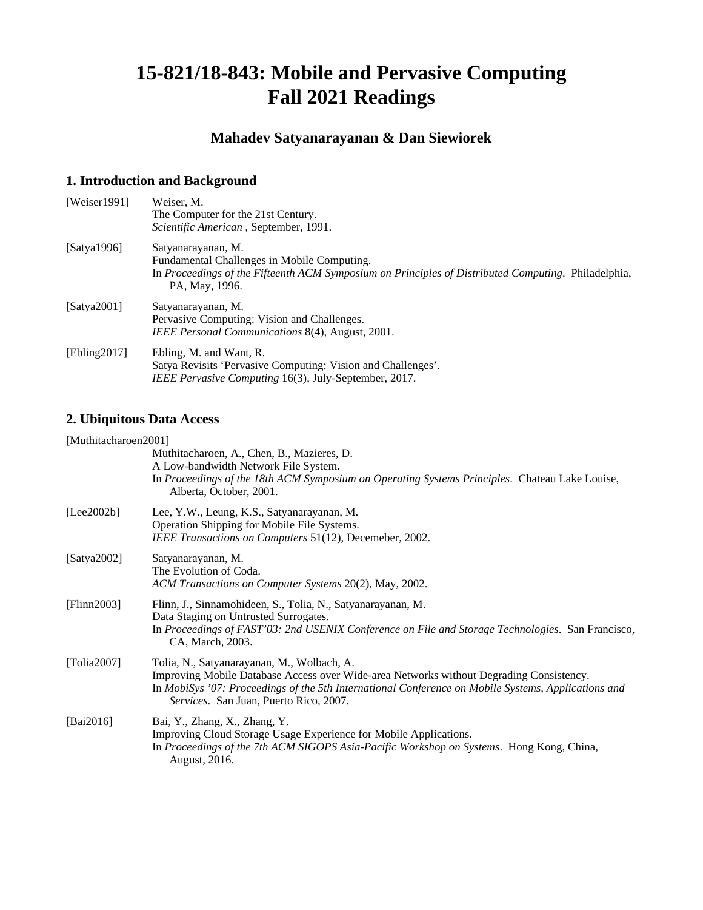# 15-821/18-843: Mobile and Pervasive Computing
# Fall 2021 Readings

### Mahadev Satyanarayanan & Dan Siewiorek

## 1. Introduction and Background

[Weiser1991] Weiser, M.
The Computer for the 21st Century.
*Scientific American* , September, 1991.

[Satya1996] Satyanarayanan, M.
Fundamental Challenges in Mobile Computing.
In *Proceedings of the Fifteenth ACM Symposium on Principles of Distributed Computing*. Philadelphia, PA, May, 1996.

[Satya2001] Satyanarayanan, M.
Pervasive Computing: Vision and Challenges.
*IEEE Personal Communications* 8(4), August, 2001.

[Ebling2017] Ebling, M. and Want, R.
Satya Revisits 'Pervasive Computing: Vision and Challenges'.
*IEEE Pervasive Computing* 16(3), July-September, 2017.

## 2. Ubiquitous Data Access

[Muthitacharoen2001]
Muthitacharoen, A., Chen, B., Mazieres, D.
A Low-bandwidth Network File System.
In *Proceedings of the 18th ACM Symposium on Operating Systems Principles*. Chateau Lake Louise, Alberta, October, 2001.

[Lee2002b] Lee, Y.W., Leung, K.S., Satyanarayanan, M.
Operation Shipping for Mobile File Systems.
*IEEE Transactions on Computers* 51(12), Decemeber, 2002.

[Satya2002] Satyanarayanan, M.
The Evolution of Coda.
*ACM Transactions on Computer Systems* 20(2), May, 2002.

[Flinn2003] Flinn, J., Sinnamohideen, S., Tolia, N., Satyanarayanan, M.
Data Staging on Untrusted Surrogates.
In *Proceedings of FAST'03: 2nd USENIX Conference on File and Storage Technologies*. San Francisco, CA, March, 2003.

[Tolia2007] Tolia, N., Satyanarayanan, M., Wolbach, A.
Improving Mobile Database Access over Wide-area Networks without Degrading Consistency.
In *MobiSys '07: Proceedings of the 5th International Conference on Mobile Systems, Applications and Services*. San Juan, Puerto Rico, 2007.

[Bai2016] Bai, Y., Zhang, X., Zhang, Y.
Improving Cloud Storage Usage Experience for Mobile Applications.
In *Proceedings of the 7th ACM SIGOPS Asia-Pacific Workshop on Systems*. Hong Kong, China, August, 2016.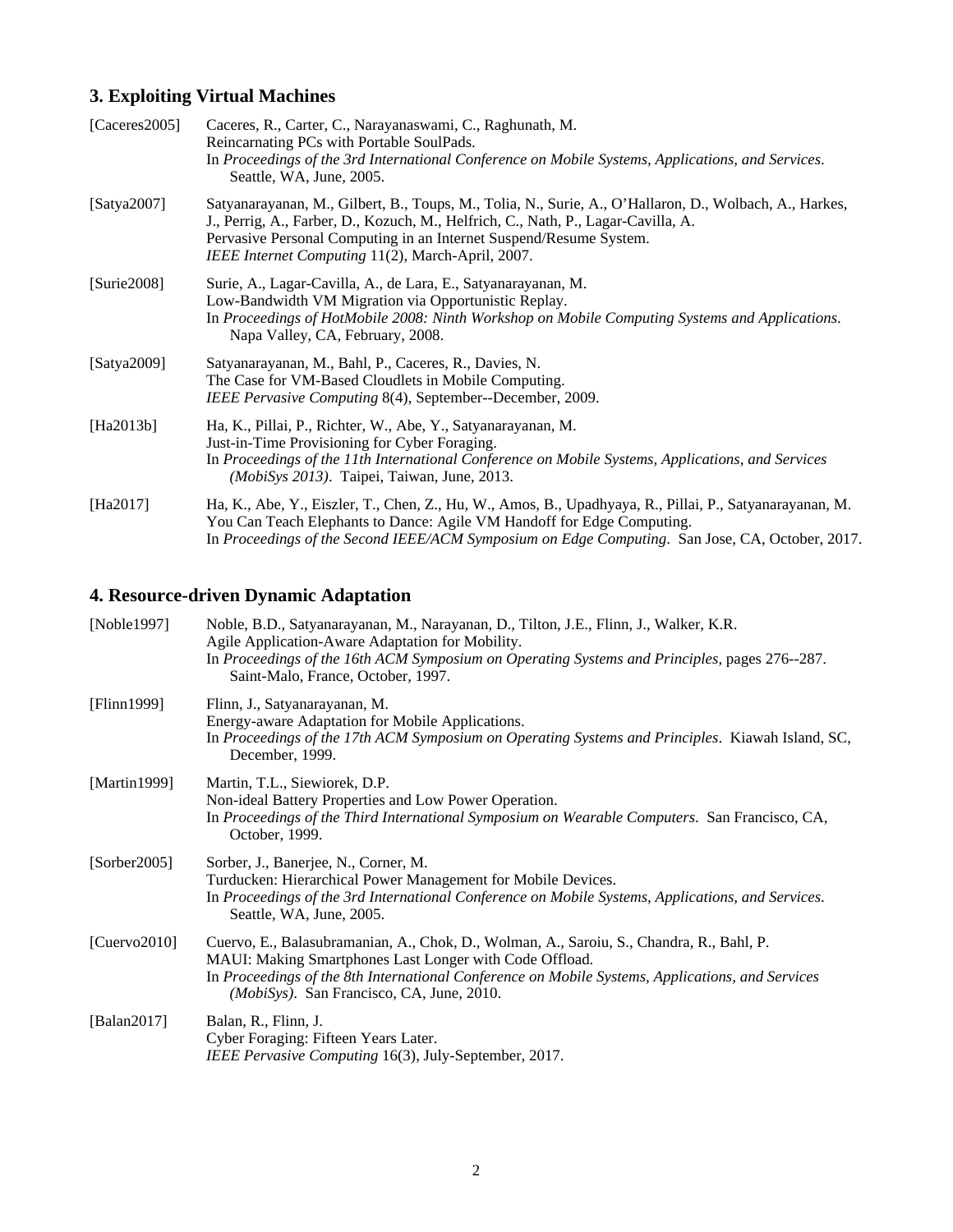## 3. Exploiting Virtual Machines

[Caceres2005] Caceres, R., Carter, C., Narayanaswami, C., Raghunath, M.
Reincarnating PCs with Portable SoulPads.
In *Proceedings of the 3rd International Conference on Mobile Systems, Applications, and Services*. Seattle, WA, June, 2005.

[Satya2007] Satyanarayanan, M., Gilbert, B., Toups, M., Tolia, N., Surie, A., O'Hallaron, D., Wolbach, A., Harkes, J., Perrig, A., Farber, D., Kozuch, M., Helfrich, C., Nath, P., Lagar-Cavilla, A.
Pervasive Personal Computing in an Internet Suspend/Resume System.
*IEEE Internet Computing* 11(2), March-April, 2007.

[Surie2008] Surie, A., Lagar-Cavilla, A., de Lara, E., Satyanarayanan, M.
Low-Bandwidth VM Migration via Opportunistic Replay.
In *Proceedings of HotMobile 2008: Ninth Workshop on Mobile Computing Systems and Applications*. Napa Valley, CA, February, 2008.

[Satya2009] Satyanarayanan, M., Bahl, P., Caceres, R., Davies, N.
The Case for VM-Based Cloudlets in Mobile Computing.
*IEEE Pervasive Computing* 8(4), September--December, 2009.

[Ha2013b] Ha, K., Pillai, P., Richter, W., Abe, Y., Satyanarayanan, M.
Just-in-Time Provisioning for Cyber Foraging.
In *Proceedings of the 11th International Conference on Mobile Systems, Applications, and Services (MobiSys 2013)*. Taipei, Taiwan, June, 2013.

[Ha2017] Ha, K., Abe, Y., Eiszler, T., Chen, Z., Hu, W., Amos, B., Upadhyaya, R., Pillai, P., Satyanarayanan, M.
You Can Teach Elephants to Dance: Agile VM Handoff for Edge Computing.
In *Proceedings of the Second IEEE/ACM Symposium on Edge Computing*. San Jose, CA, October, 2017.

## 4. Resource-driven Dynamic Adaptation

[Noble1997] Noble, B.D., Satyanarayanan, M., Narayanan, D., Tilton, J.E., Flinn, J., Walker, K.R.
Agile Application-Aware Adaptation for Mobility.
In *Proceedings of the 16th ACM Symposium on Operating Systems and Principles*, pages 276--287. Saint-Malo, France, October, 1997.

[Flinn1999] Flinn, J., Satyanarayanan, M.
Energy-aware Adaptation for Mobile Applications.
In *Proceedings of the 17th ACM Symposium on Operating Systems and Principles*. Kiawah Island, SC, December, 1999.

[Martin1999] Martin, T.L., Siewiorek, D.P.
Non-ideal Battery Properties and Low Power Operation.
In *Proceedings of the Third International Symposium on Wearable Computers*. San Francisco, CA, October, 1999.

[Sorber2005] Sorber, J., Banerjee, N., Corner, M.
Turducken: Hierarchical Power Management for Mobile Devices.
In *Proceedings of the 3rd International Conference on Mobile Systems, Applications, and Services*. Seattle, WA, June, 2005.

[Cuervo2010] Cuervo, E., Balasubramanian, A., Chok, D., Wolman, A., Saroiu, S., Chandra, R., Bahl, P.
MAUI: Making Smartphones Last Longer with Code Offload.
In *Proceedings of the 8th International Conference on Mobile Systems, Applications, and Services (MobiSys)*. San Francisco, CA, June, 2010.

[Balan2017] Balan, R., Flinn, J.
Cyber Foraging: Fifteen Years Later.
*IEEE Pervasive Computing* 16(3), July-September, 2017.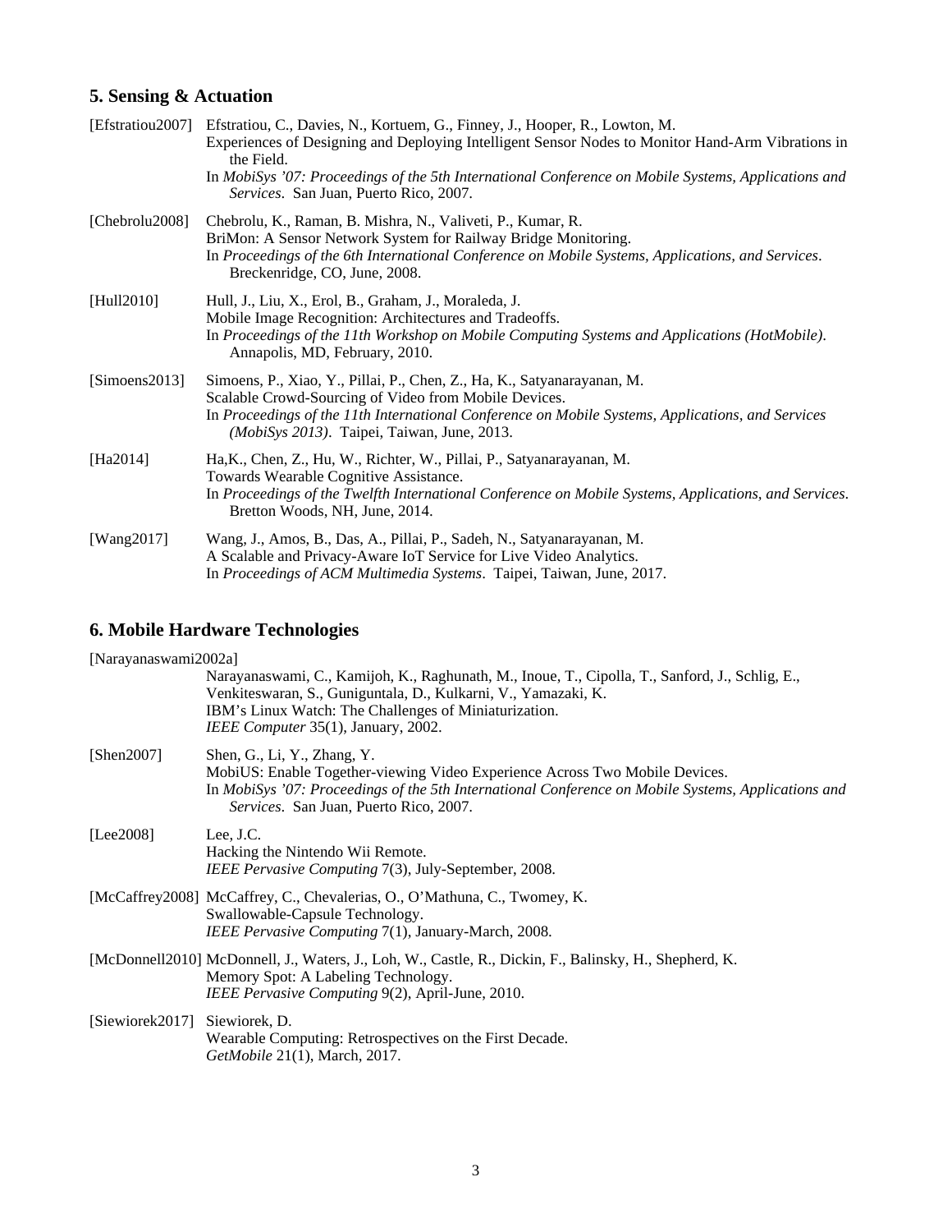## 5. Sensing & Actuation

[Efstratiou2007] Efstratiou, C., Davies, N., Kortuem, G., Finney, J., Hooper, R., Lowton, M.
Experiences of Designing and Deploying Intelligent Sensor Nodes to Monitor Hand-Arm Vibrations in the Field.
In *MobiSys '07: Proceedings of the 5th International Conference on Mobile Systems, Applications and Services*. San Juan, Puerto Rico, 2007.

[Chebrolu2008] Chebrolu, K., Raman, B. Mishra, N., Valiveti, P., Kumar, R.
BriMon: A Sensor Network System for Railway Bridge Monitoring.
In *Proceedings of the 6th International Conference on Mobile Systems, Applications, and Services*. Breckenridge, CO, June, 2008.

[Hull2010] Hull, J., Liu, X., Erol, B., Graham, J., Moraleda, J.
Mobile Image Recognition: Architectures and Tradeoffs.
In *Proceedings of the 11th Workshop on Mobile Computing Systems and Applications (HotMobile)*. Annapolis, MD, February, 2010.

[Simoens2013] Simoens, P., Xiao, Y., Pillai, P., Chen, Z., Ha, K., Satyanarayanan, M.
Scalable Crowd-Sourcing of Video from Mobile Devices.
In *Proceedings of the 11th International Conference on Mobile Systems, Applications, and Services (MobiSys 2013)*. Taipei, Taiwan, June, 2013.

[Ha2014] Ha,K., Chen, Z., Hu, W., Richter, W., Pillai, P., Satyanarayanan, M.
Towards Wearable Cognitive Assistance.
In *Proceedings of the Twelfth International Conference on Mobile Systems, Applications, and Services*. Bretton Woods, NH, June, 2014.

[Wang2017] Wang, J., Amos, B., Das, A., Pillai, P., Sadeh, N., Satyanarayanan, M.
A Scalable and Privacy-Aware IoT Service for Live Video Analytics.
In *Proceedings of ACM Multimedia Systems*. Taipei, Taiwan, June, 2017.

## 6. Mobile Hardware Technologies

[Narayanaswami2002a]
Narayanaswami, C., Kamijoh, K., Raghunath, M., Inoue, T., Cipolla, T., Sanford, J., Schlig, E., Venkiteswaran, S., Guniguntala, D., Kulkarni, V., Yamazaki, K.
IBM's Linux Watch: The Challenges of Miniaturization.
*IEEE Computer* 35(1), January, 2002.

[Shen2007] Shen, G., Li, Y., Zhang, Y.
MobiUS: Enable Together-viewing Video Experience Across Two Mobile Devices.
In *MobiSys '07: Proceedings of the 5th International Conference on Mobile Systems, Applications and Services*. San Juan, Puerto Rico, 2007.

[Lee2008] Lee, J.C.
Hacking the Nintendo Wii Remote.
*IEEE Pervasive Computing* 7(3), July-September, 2008.

[McCaffrey2008] McCaffrey, C., Chevalerias, O., O'Mathuna, C., Twomey, K.
Swallowable-Capsule Technology.
*IEEE Pervasive Computing* 7(1), January-March, 2008.

[McDonnell2010] McDonnell, J., Waters, J., Loh, W., Castle, R., Dickin, F., Balinsky, H., Shepherd, K.
Memory Spot: A Labeling Technology.
*IEEE Pervasive Computing* 9(2), April-June, 2010.

[Siewiorek2017] Siewiorek, D.
Wearable Computing: Retrospectives on the First Decade.
*GetMobile* 21(1), March, 2017.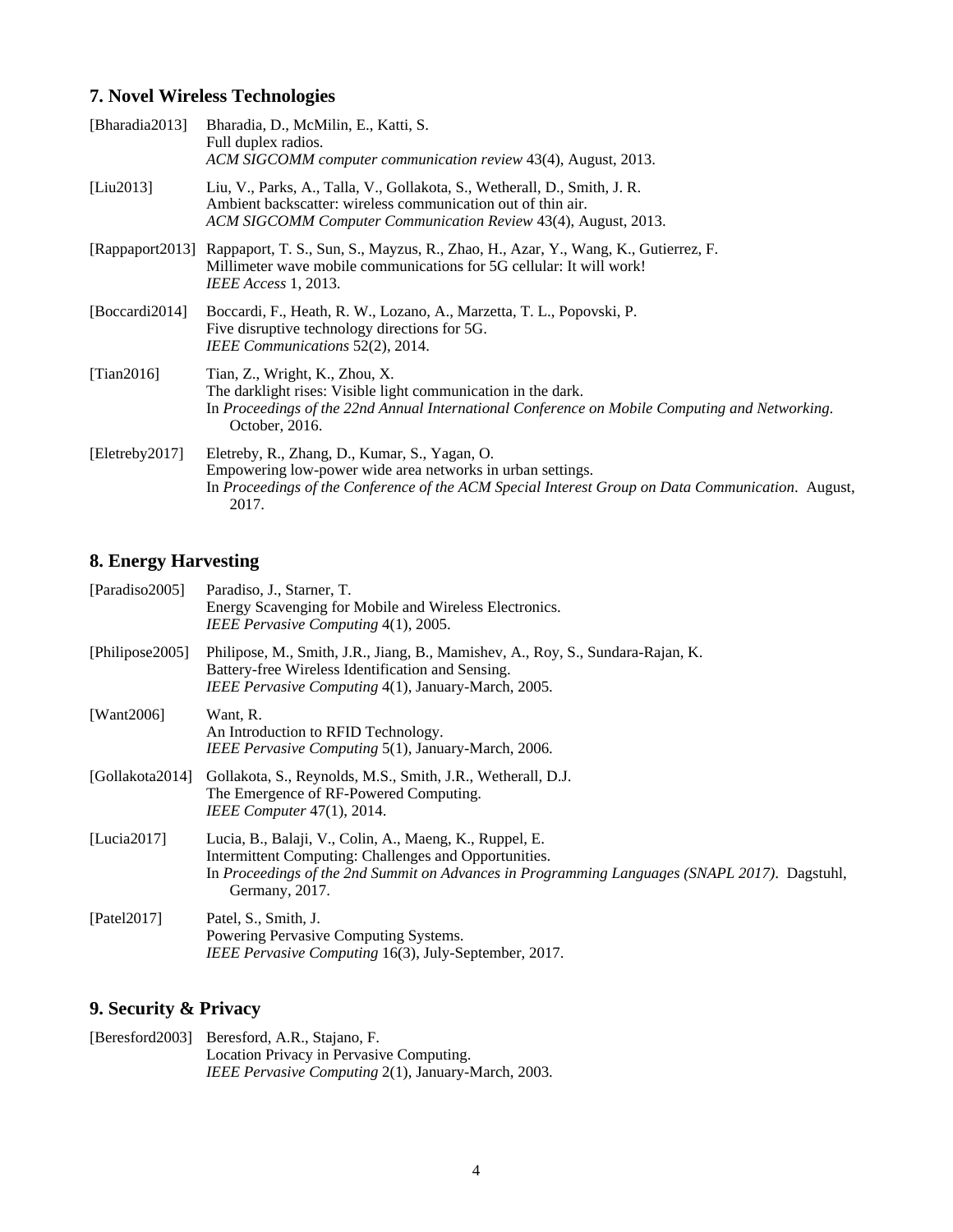## 7. Novel Wireless Technologies

[Bharadia2013] Bharadia, D., McMilin, E., Katti, S.
Full duplex radios.
*ACM SIGCOMM computer communication review* 43(4), August, 2013.

[Liu2013] Liu, V., Parks, A., Talla, V., Gollakota, S., Wetherall, D., Smith, J. R.
Ambient backscatter: wireless communication out of thin air.
*ACM SIGCOMM Computer Communication Review* 43(4), August, 2013.

[Rappaport2013] Rappaport, T. S., Sun, S., Mayzus, R., Zhao, H., Azar, Y., Wang, K., Gutierrez, F.
Millimeter wave mobile communications for 5G cellular: It will work!
*IEEE Access* 1, 2013.

[Boccardi2014] Boccardi, F., Heath, R. W., Lozano, A., Marzetta, T. L., Popovski, P.
Five disruptive technology directions for 5G.
*IEEE Communications* 52(2), 2014.

[Tian2016] Tian, Z., Wright, K., Zhou, X.
The darklight rises: Visible light communication in the dark.
In *Proceedings of the 22nd Annual International Conference on Mobile Computing and Networking*. October, 2016.

[Eletreby2017] Eletreby, R., Zhang, D., Kumar, S., Yagan, O.
Empowering low-power wide area networks in urban settings.
In *Proceedings of the Conference of the ACM Special Interest Group on Data Communication*. August, 2017.

## 8. Energy Harvesting

[Paradiso2005] Paradiso, J., Starner, T.
Energy Scavenging for Mobile and Wireless Electronics.
*IEEE Pervasive Computing* 4(1), 2005.

[Philipose2005] Philipose, M., Smith, J.R., Jiang, B., Mamishev, A., Roy, S., Sundara-Rajan, K.
Battery-free Wireless Identification and Sensing.
*IEEE Pervasive Computing* 4(1), January-March, 2005.

[Want2006] Want, R.
An Introduction to RFID Technology.
*IEEE Pervasive Computing* 5(1), January-March, 2006.

[Gollakota2014] Gollakota, S., Reynolds, M.S., Smith, J.R., Wetherall, D.J.
The Emergence of RF-Powered Computing.
*IEEE Computer* 47(1), 2014.

[Lucia2017] Lucia, B., Balaji, V., Colin, A., Maeng, K., Ruppel, E.
Intermittent Computing: Challenges and Opportunities.
In *Proceedings of the 2nd Summit on Advances in Programming Languages (SNAPL 2017)*. Dagstuhl, Germany, 2017.

[Patel2017] Patel, S., Smith, J.
Powering Pervasive Computing Systems.
*IEEE Pervasive Computing* 16(3), July-September, 2017.

## 9. Security & Privacy

[Beresford2003] Beresford, A.R., Stajano, F.
Location Privacy in Pervasive Computing.
*IEEE Pervasive Computing* 2(1), January-March, 2003.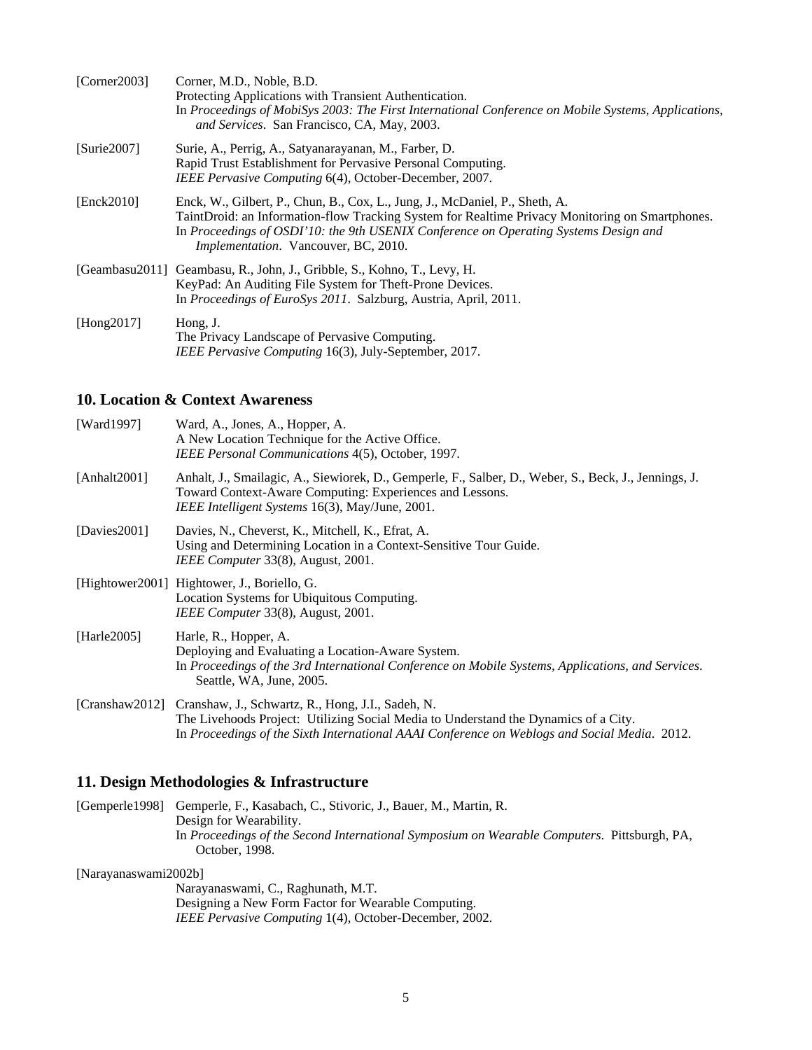[Corner2003] Corner, M.D., Noble, B.D.
Protecting Applications with Transient Authentication.
In *Proceedings of MobiSys 2003: The First International Conference on Mobile Systems, Applications, and Services*. San Francisco, CA, May, 2003.

[Surie2007] Surie, A., Perrig, A., Satyanarayanan, M., Farber, D.
Rapid Trust Establishment for Pervasive Personal Computing.
*IEEE Pervasive Computing* 6(4), October-December, 2007.

[Enck2010] Enck, W., Gilbert, P., Chun, B., Cox, L., Jung, J., McDaniel, P., Sheth, A.
TaintDroid: an Information-flow Tracking System for Realtime Privacy Monitoring on Smartphones.
In *Proceedings of OSDI'10: the 9th USENIX Conference on Operating Systems Design and Implementation*. Vancouver, BC, 2010.

[Geambasu2011] Geambasu, R., John, J., Gribble, S., Kohno, T., Levy, H.
KeyPad: An Auditing File System for Theft-Prone Devices.
In *Proceedings of EuroSys 2011*. Salzburg, Austria, April, 2011.

[Hong2017] Hong, J.
The Privacy Landscape of Pervasive Computing.
*IEEE Pervasive Computing* 16(3), July-September, 2017.

## 10. Location & Context Awareness

[Ward1997] Ward, A., Jones, A., Hopper, A.
A New Location Technique for the Active Office.
*IEEE Personal Communications* 4(5), October, 1997.

[Anhalt2001] Anhalt, J., Smailagic, A., Siewiorek, D., Gemperle, F., Salber, D., Weber, S., Beck, J., Jennings, J.
Toward Context-Aware Computing: Experiences and Lessons.
*IEEE Intelligent Systems* 16(3), May/June, 2001.

[Davies2001] Davies, N., Cheverst, K., Mitchell, K., Efrat, A.
Using and Determining Location in a Context-Sensitive Tour Guide.
*IEEE Computer* 33(8), August, 2001.

[Hightower2001] Hightower, J., Boriello, G.
Location Systems for Ubiquitous Computing.
*IEEE Computer* 33(8), August, 2001.

[Harle2005] Harle, R., Hopper, A.
Deploying and Evaluating a Location-Aware System.
In *Proceedings of the 3rd International Conference on Mobile Systems, Applications, and Services*. Seattle, WA, June, 2005.

[Cranshaw2012] Cranshaw, J., Schwartz, R., Hong, J.I., Sadeh, N.
The Livehoods Project: Utilizing Social Media to Understand the Dynamics of a City.
In *Proceedings of the Sixth International AAAI Conference on Weblogs and Social Media*. 2012.

## 11. Design Methodologies & Infrastructure

[Gemperle1998] Gemperle, F., Kasabach, C., Stivoric, J., Bauer, M., Martin, R.
Design for Wearability.
In *Proceedings of the Second International Symposium on Wearable Computers*. Pittsburgh, PA, October, 1998.

[Narayanaswami2002b]
Narayanaswami, C., Raghunath, M.T.
Designing a New Form Factor for Wearable Computing.
*IEEE Pervasive Computing* 1(4), October-December, 2002.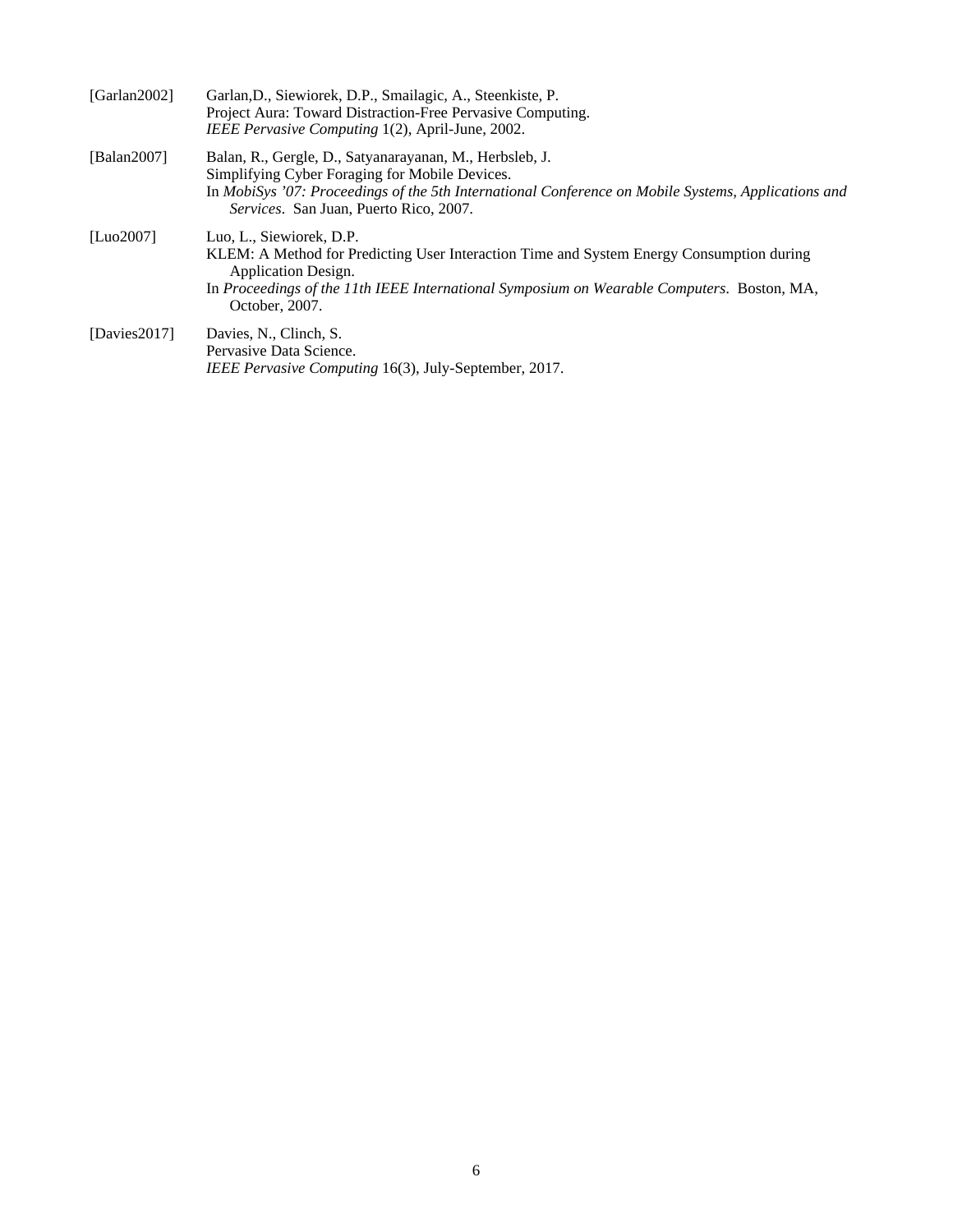[Garlan2002] Garlan, D., Siewiorek, D.P., Smailagic, A., Steenkiste, P.
Project Aura: Toward Distraction-Free Pervasive Computing.
*IEEE Pervasive Computing* 1(2), April-June, 2002.

[Balan2007] Balan, R., Gergle, D., Satyanarayanan, M., Herbsleb, J.
Simplifying Cyber Foraging for Mobile Devices.
In *MobiSys '07: Proceedings of the 5th International Conference on Mobile Systems, Applications and Services*. San Juan, Puerto Rico, 2007.

[Luo2007] Luo, L., Siewiorek, D.P.
KLEM: A Method for Predicting User Interaction Time and System Energy Consumption during Application Design.
In *Proceedings of the 11th IEEE International Symposium on Wearable Computers*. Boston, MA, October, 2007.

[Davies2017] Davies, N., Clinch, S.
Pervasive Data Science.
*IEEE Pervasive Computing* 16(3), July-September, 2017.